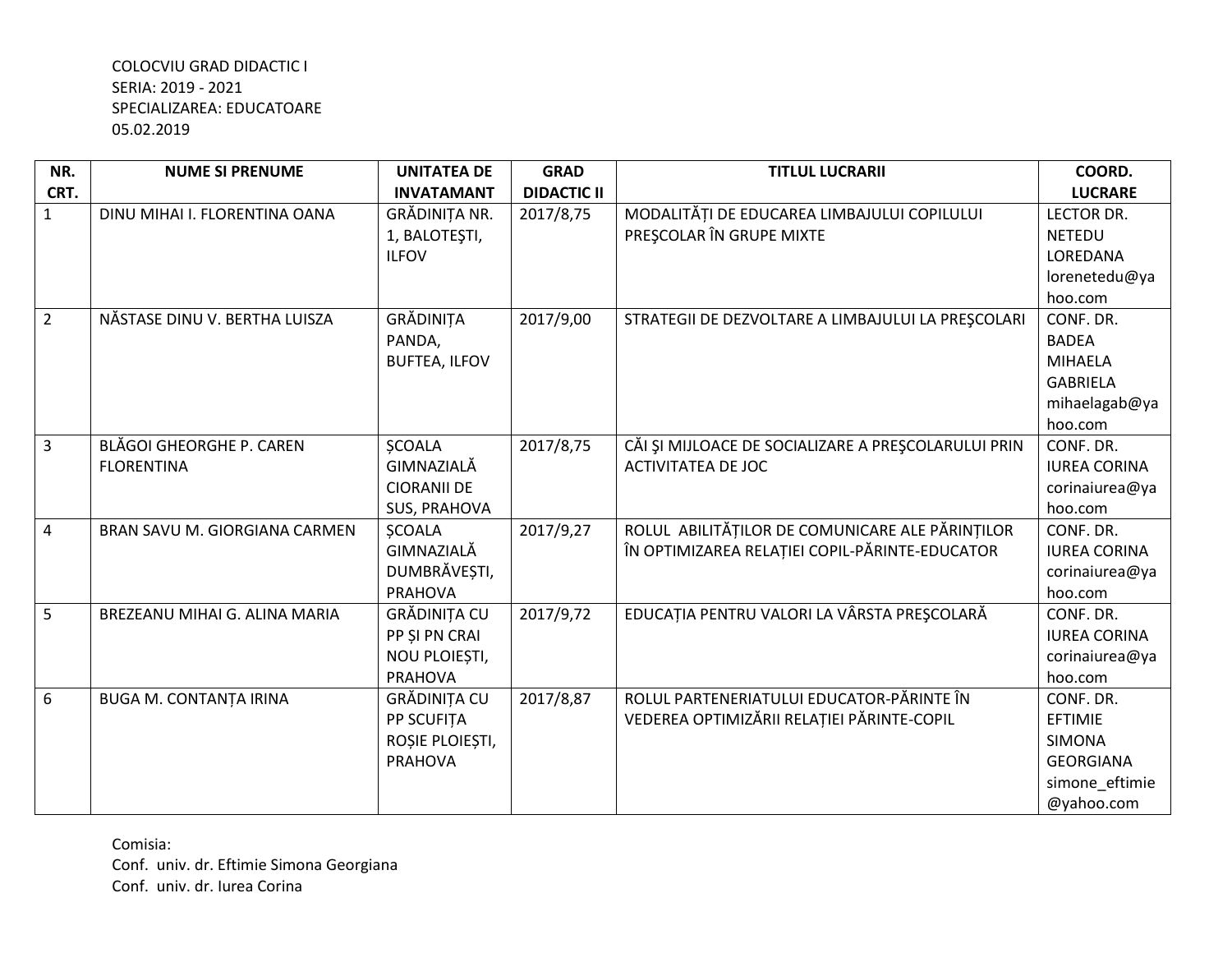COLOCVIU GRAD DIDACTIC I
SERIA: 2019 - 2021
SPECIALIZAREA: EDUCATOARE
05.02.2019

| NR. CRT. | NUME SI PRENUME | UNITATEA DE INVATAMANT | GRAD DIDACTIC II | TITLUL LUCRARII | COORD. LUCRARE |
|---|---|---|---|---|---|
| 1 | DINU MIHAI I. FLORENTINA OANA | GRĂDINIŢA NR. 1, BALOTEŞTI, ILFOV | 2017/8,75 | MODALITĂŢI DE EDUCAREA LIMBAJULUI COPILULUI PREŞCOLAR ÎN GRUPE MIXTE | LECTOR DR. NETEDU LOREDANA lorenetedu@yahoo.com |
| 2 | NĂSTASE DINU V. BERTHA LUISZA | GRĂDINIŢA PANDA, BUFTEA, ILFOV | 2017/9,00 | STRATEGII DE DEZVOLTARE A LIMBAJULUI LA PREŞCOLARI | CONF. DR. BADEA MIHAELA GABRIELA mihaelagab@yahoo.com |
| 3 | BLĂGOI GHEORGHE P. CAREN FLORENTINA | ȘCOALA GIMNAZIALĂ CIORANII DE SUS, PRAHOVA | 2017/8,75 | CĂI ŞI MIJLOACE DE SOCIALIZARE A PREŞCOLARULUI PRIN ACTIVITATEA DE JOC | CONF. DR. IUREA CORINA corinaiurea@yahoo.com |
| 4 | BRAN SAVU M. GIORGIANA CARMEN | ȘCOALA GIMNAZIALĂ DUMBRĂVEȘTI, PRAHOVA | 2017/9,27 | ROLUL ABILITĂȚILOR DE COMUNICARE ALE PĂRINȚILOR ÎN OPTIMIZAREA RELAȚIEI COPIL-PĂRINTE-EDUCATOR | CONF. DR. IUREA CORINA corinaiurea@yahoo.com |
| 5 | BREZEANU MIHAI G. ALINA MARIA | GRĂDINIȚA CU PP ȘI PN CRAI NOU PLOIEȘTI, PRAHOVA | 2017/9,72 | EDUCAȚIA PENTRU VALORI LA VÂRSTA PREŞCOLARĂ | CONF. DR. IUREA CORINA corinaiurea@yahoo.com |
| 6 | BUGA M. CONTANȚA IRINA | GRĂDINIȚA CU PP SCUFIȚA ROȘIE PLOIEȘTI, PRAHOVA | 2017/8,87 | ROLUL PARTENERIATULUI EDUCATOR-PĂRINTE ÎN VEDEREA OPTIMIZĂRII RELAȚIEI PĂRINTE-COPIL | CONF. DR. EFTIMIE SIMONA GEORGIANA simone_eftimie@yahoo.com |

Comisia:
Conf. univ. dr. Eftimie Simona Georgiana
Conf. univ. dr. Iurea Corina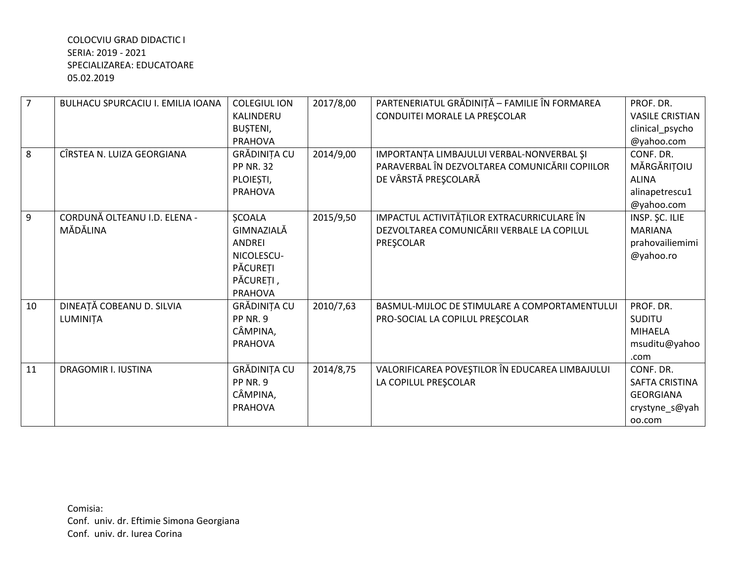COLOCVIU GRAD DIDACTIC I
SERIA: 2019 - 2021
SPECIALIZAREA: EDUCATOARE
05.02.2019

| | | | | | |
|---|---|---|---|---|---|
| 7 | BULHACU SPURCACIU I. EMILIA IOANA | COLEGIUL ION KALINDERU BUȘTENI, PRAHOVA | 2017/8,00 | PARTENERIATUL GRĂDINIȚĂ – FAMILIE ÎN FORMAREA CONDUITEI MORALE LA PREŞCOLAR | PROF. DR. VASILE CRISTIAN clinical_psycho@yahoo.com |
| 8 | CÎRSTEA N. LUIZA GEORGIANA | GRĂDINIȚA CU PP NR. 32 PLOIEȘTI, PRAHOVA | 2014/9,00 | IMPORTANȚA LIMBAJULUI VERBAL-NONVERBAL ŞI PARAVERBAL ÎN DEZVOLTAREA COMUNICĂRII COPIILOR DE VÂRSTĂ PREŞCOLARĂ | CONF. DR. MĂRGĂRIȚOIU ALINA alinapetrescu1@yahoo.com |
| 9 | CORDUNĂ OLTEANU I.D. ELENA - MĂDĂLINA | ȘCOALA GIMNAZIALĂ ANDREI NICOLESCU-PĂCUREȚI PĂCUREȚI , PRAHOVA | 2015/9,50 | IMPACTUL ACTIVITĂȚILOR EXTRACURRICULARE ÎN DEZVOLTAREA COMUNICĂRII VERBALE LA COPILUL PREŞCOLAR | INSP. ŞC. ILIE MARIANA prahovailiemimi@yahoo.ro |
| 10 | DINEAȚĂ COBEANU D. SILVIA LUMINIȚA | GRĂDINIȚA CU PP NR. 9 CÂMPINA, PRAHOVA | 2010/7,63 | BASMUL-MIJLOC DE STIMULARE A COMPORTAMENTULUI PRO-SOCIAL LA COPILUL PREŞCOLAR | PROF. DR. SUDITU MIHAELA msuditu@yahoo.com |
| 11 | DRAGOMIR I. IUSTINA | GRĂDINIȚA CU PP NR. 9 CÂMPINA, PRAHOVA | 2014/8,75 | VALORIFICAREA POVEŞTILOR ÎN EDUCAREA LIMBAJULUI LA COPILUL PREŞCOLAR | CONF. DR. SAFTA CRISTINA GEORGIANA crystyne_s@yahoo.com |

Comisia:
Conf. univ. dr. Eftimie Simona Georgiana
Conf. univ. dr. Iurea Corina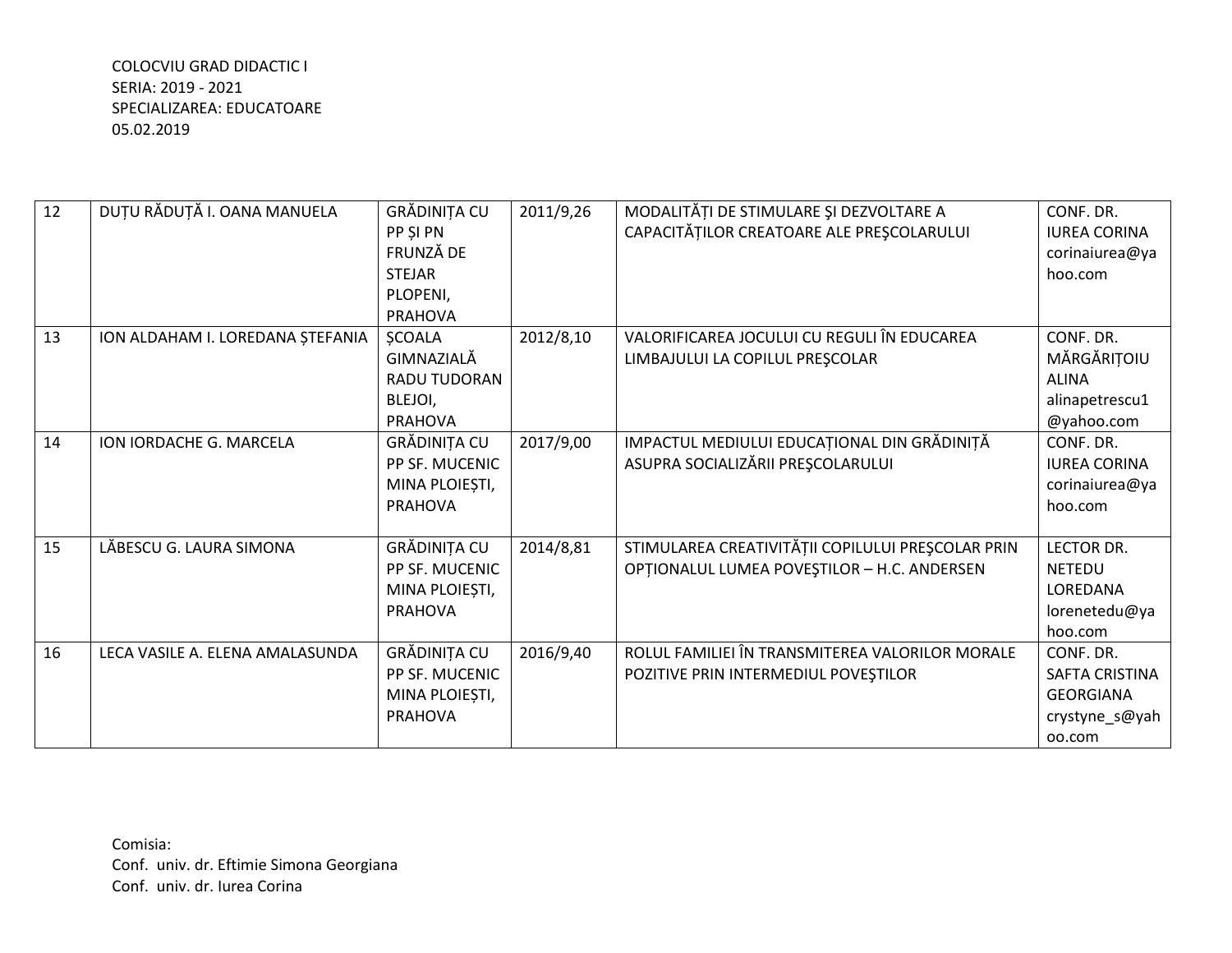COLOCVIU GRAD DIDACTIC I
SERIA: 2019 - 2021
SPECIALIZAREA: EDUCATOARE
05.02.2019

| | | | | | |
|---|---|---|---|---|---|
| 12 | DUȚU RĂDUȚĂ I. OANA MANUELA | GRĂDINIȚA CU PP ȘI PN FRUNZĂ DE STEJAR PLOPENI, PRAHOVA | 2011/9,26 | MODALITĂȚI DE STIMULARE ŞI DEZVOLTARE A CAPACITĂȚILOR CREATOARE ALE PREŞCOLARULUI | CONF. DR. IUREA CORINA corinaiurea@yahoo.com |
| 13 | ION ALDAHAM I. LOREDANA ȘTEFANIA | ȘCOALA GIMNAZIALĂ RADU TUDORAN BLEJOI, PRAHOVA | 2012/8,10 | VALORIFICAREA JOCULUI CU REGULI ÎN EDUCAREA LIMBAJULUI LA COPILUL PREŞCOLAR | CONF. DR. MĂRGĂRIȚOIU ALINA alinapetrescu1@yahoo.com |
| 14 | ION IORDACHE G. MARCELA | GRĂDINIȚA CU PP SF. MUCENIC MINA PLOIEȘTI, PRAHOVA | 2017/9,00 | IMPACTUL MEDIULUI EDUCAȚIONAL DIN GRĂDINIȚĂ ASUPRA SOCIALIZĂRII PREŞCOLARULUI | CONF. DR. IUREA CORINA corinaiurea@yahoo.com |
| 15 | LĂBESCU G. LAURA SIMONA | GRĂDINIȚA CU PP SF. MUCENIC MINA PLOIEȘTI, PRAHOVA | 2014/8,81 | STIMULAREA CREATIVITĂȚII COPILULUI PREŞCOLAR PRIN OPȚIONALUL LUMEA POVEŞTILOR – H.C. ANDERSEN | LECTOR DR. NETEDU LOREDANA lorenetedu@yahoo.com |
| 16 | LECA VASILE A. ELENA AMALASUNDA | GRĂDINIȚA CU PP SF. MUCENIC MINA PLOIEȘTI, PRAHOVA | 2016/9,40 | ROLUL FAMILIEI ÎN TRANSMITEREA VALORILOR MORALE POZITIVE PRIN INTERMEDIUL POVEŞTILOR | CONF. DR. SAFTA CRISTINA GEORGIANA crystyne_s@yahoo.com |

Comisia:
Conf. univ. dr. Eftimie Simona Georgiana
Conf. univ. dr. Iurea Corina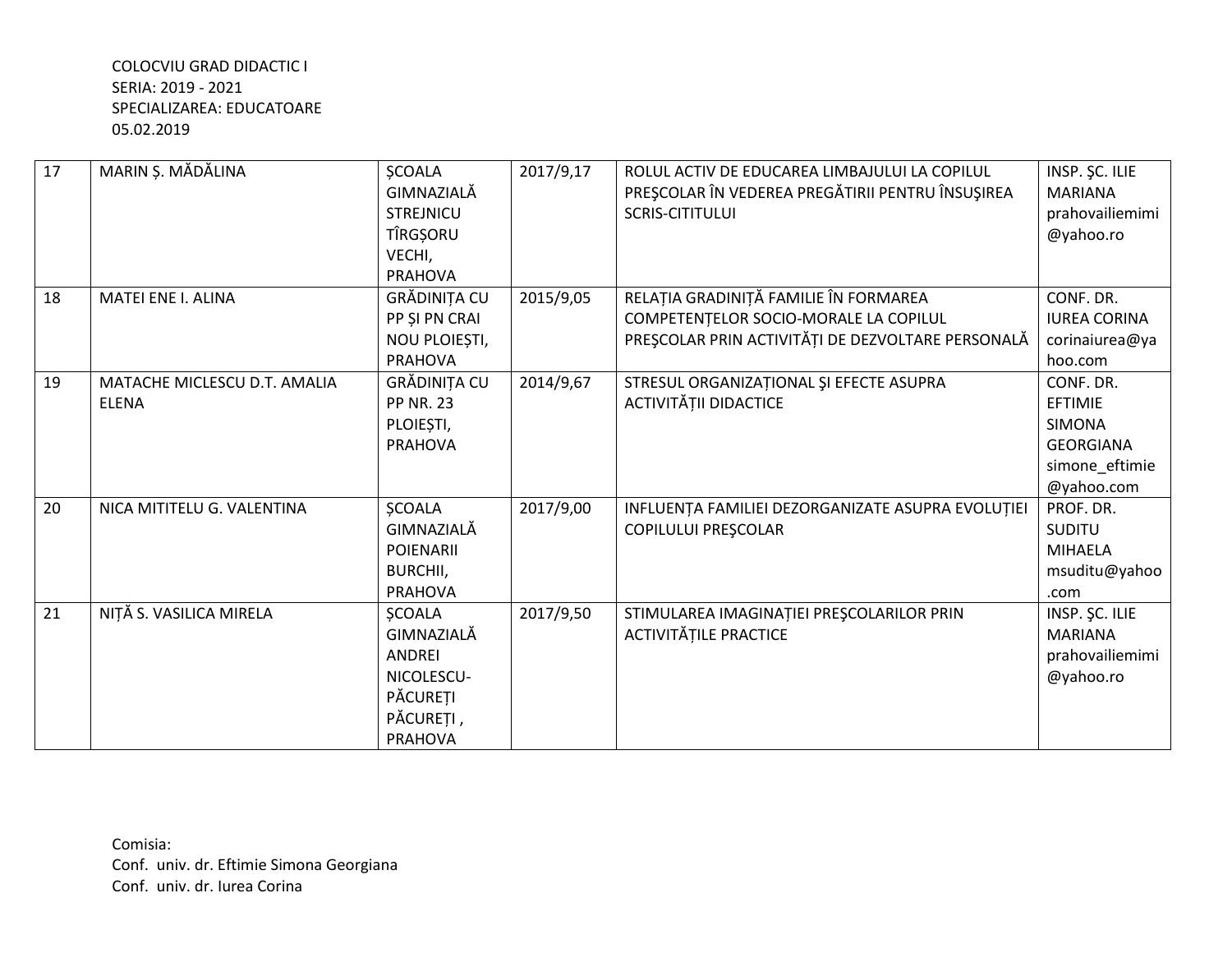COLOCVIU GRAD DIDACTIC I
SERIA: 2019 - 2021
SPECIALIZAREA: EDUCATOARE
05.02.2019

| | | | | | |
|---|---|---|---|---|---|
| 17 | MARIN Ș. MĂDĂLINA | ȘCOALA GIMNAZIALĂ STREJNICU TÎRGȘORU VECHI, PRAHOVA | 2017/9,17 | ROLUL ACTIV DE EDUCAREA LIMBAJULUI LA COPILUL PREŞCOLAR ÎN VEDEREA PREGĂTIRII PENTRU ÎNSUŞIREA SCRIS-CITITULUI | INSP. ŞC. ILIE MARIANA prahovailiemimi@yahoo.ro |
| 18 | MATEI ENE I. ALINA | GRĂDINIȚA CU PP ȘI PN CRAI NOU PLOIEȘTI, PRAHOVA | 2015/9,05 | RELAȚIA GRADINIȚĂ FAMILIE ÎN FORMAREA COMPETENȚELOR SOCIO-MORALE LA COPILUL PREŞCOLAR PRIN ACTIVITĂȚI DE DEZVOLTARE PERSONALĂ | CONF. DR. IUREA CORINA corinaiurea@yahoo.com |
| 19 | MATACHE MICLESCU D.T. AMALIA ELENA | GRĂDINIȚA CU PP NR. 23 PLOIEȘTI, PRAHOVA | 2014/9,67 | STRESUL ORGANIZAȚIONAL ŞI EFECTE ASUPRA ACTIVITĂȚII DIDACTICE | CONF. DR. EFTIMIE SIMONA GEORGIANA simone_eftimie@yahoo.com |
| 20 | NICA MITITELU G. VALENTINA | ȘCOALA GIMNAZIALĂ POIENARII BURCHII, PRAHOVA | 2017/9,00 | INFLUENȚA FAMILIEI DEZORGANIZATE ASUPRA EVOLUȚIEI COPILULUI PREŞCOLAR | PROF. DR. SUDITU MIHAELA msuditu@yahoo.com |
| 21 | NIȚĂ S. VASILICA MIRELA | ȘCOALA GIMNAZIALĂ ANDREI NICOLESCU-PĂCUREȚI PĂCUREȚI , PRAHOVA | 2017/9,50 | STIMULAREA IMAGINAȚIEI PREŞCOLARILOR PRIN ACTIVITĂȚILE PRACTICE | INSP. ŞC. ILIE MARIANA prahovailiemimi@yahoo.ro |

Comisia:
Conf. univ. dr. Eftimie Simona Georgiana
Conf. univ. dr. Iurea Corina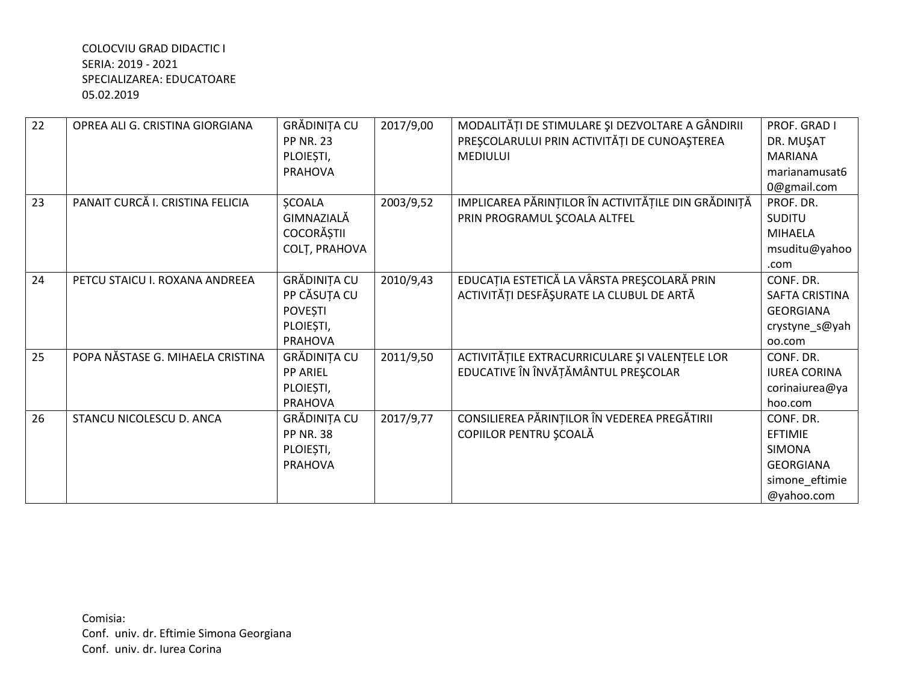COLOCVIU GRAD DIDACTIC I
SERIA: 2019 - 2021
SPECIALIZAREA: EDUCATOARE
05.02.2019

| | | | | | |
|---|---|---|---|---|---|
| 22 | OPREA ALI G. CRISTINA GIORGIANA | GRĂDINIȚA CU PP NR. 23 PLOIEȘTI, PRAHOVA | 2017/9,00 | MODALITĂŢI DE STIMULARE ŞI DEZVOLTARE A GÂNDIRII PREŞCOLARULUI PRIN ACTIVITĂŢI DE CUNOAŞTEREA MEDIULUI | PROF. GRAD I DR. MUŞAT MARIANA marianamusat60@gmail.com |
| 23 | PANAIT CURCĂ I. CRISTINA FELICIA | ŞCOALA GIMNAZIALĂ COCORĂȘTII COLȚ, PRAHOVA | 2003/9,52 | IMPLICAREA PĂRINȚILOR ÎN ACTIVITĂȚILE DIN GRĂDINIȚĂ PRIN PROGRAMUL ŞCOALA ALTFEL | PROF. DR. SUDITU MIHAELA msuditu@yahoo.com |
| 24 | PETCU STAICU I. ROXANA ANDREEA | GRĂDINIȚA CU PP CĂSUȚA CU POVEȘTI PLOIEȘTI, PRAHOVA | 2010/9,43 | EDUCAȚIA ESTETICĂ LA VÂRSTA PREŞCOLARĂ PRIN ACTIVITĂȚI DESFĂŞURATE LA CLUBUL DE ARTĂ | CONF. DR. SAFTA CRISTINA GEORGIANA crystyne_s@yahoo.com |
| 25 | POPA NĂSTASE G. MIHAELA CRISTINA | GRĂDINIȚA CU PP ARIEL PLOIEȘTI, PRAHOVA | 2011/9,50 | ACTIVITĂȚILE EXTRACURRICULARE ŞI VALENȚELE LOR EDUCATIVE ÎN ÎNVĂȚĂMÂNTUL PREŞCOLAR | CONF. DR. IUREA CORINA corinaiurea@yahoo.com |
| 26 | STANCU NICOLESCU D. ANCA | GRĂDINIȚA CU PP NR. 38 PLOIEȘTI, PRAHOVA | 2017/9,77 | CONSILIEREA PĂRINȚILOR ÎN VEDEREA PREGĂTIRII COPIILOR PENTRU ŞCOALĂ | CONF. DR. EFTIMIE SIMONA GEORGIANA simone_eftimie@yahoo.com |

Comisia:
Conf. univ. dr. Eftimie Simona Georgiana
Conf. univ. dr. Iurea Corina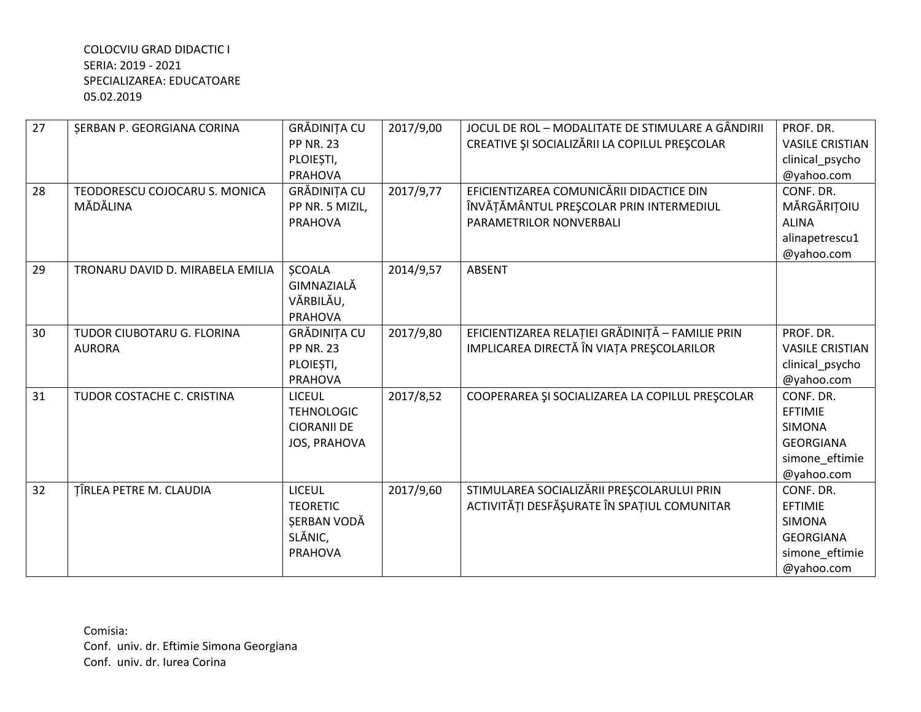COLOCVIU GRAD DIDACTIC I
SERIA: 2019 - 2021
SPECIALIZAREA: EDUCATOARE
05.02.2019

| | | | | | |
|---|---|---|---|---|---|
| 27 | ȘERBAN P. GEORGIANA CORINA | GRĂDINIȚA CU PP NR. 23 PLOIEȘTI, PRAHOVA | 2017/9,00 | JOCUL DE ROL – MODALITATE DE STIMULARE A GÂNDIRII CREATIVE ŞI SOCIALIZĂRII LA COPILUL PREŞCOLAR | PROF. DR. VASILE CRISTIAN clinical_psycho @yahoo.com |
| 28 | TEODORESCU COJOCARU S. MONICA MĂDĂLINA | GRĂDINIȚA CU PP NR. 5 MIZIL, PRAHOVA | 2017/9,77 | EFICIENTIZAREA COMUNICĂRII DIDACTICE DIN ÎNVĂȚĂMÂNTUL PREŞCOLAR PRIN INTERMEDIUL PARAMETRILOR NONVERBALI | CONF. DR. MĂRGĂRIȚOIU ALINA alinapetrescu1 @yahoo.com |
| 29 | TRONARU DAVID D. MIRABELA EMILIA | ȘCOALA GIMNAZIALĂ VĂRBILĂU, PRAHOVA | 2014/9,57 | ABSENT | |
| 30 | TUDOR CIUBOTARU G. FLORINA AURORA | GRĂDINIȚA CU PP NR. 23 PLOIEȘTI, PRAHOVA | 2017/9,80 | EFICIENTIZAREA RELAȚIEI GRĂDINIȚĂ – FAMILIE PRIN IMPLICAREA DIRECTĂ ÎN VIAȚA PREŞCOLARILOR | PROF. DR. VASILE CRISTIAN clinical_psycho @yahoo.com |
| 31 | TUDOR COSTACHE C. CRISTINA | LICEUL TEHNOLOGIC CIORANII DE JOS, PRAHOVA | 2017/8,52 | COOPERAREA ŞI SOCIALIZAREA LA COPILUL PREŞCOLAR | CONF. DR. EFTIMIE SIMONA GEORGIANA simone_eftimie @yahoo.com |
| 32 | ȚÎRLEA PETRE M. CLAUDIA | LICEUL TEORETIC ȘERBAN VODĂ SLĂNIC, PRAHOVA | 2017/9,60 | STIMULAREA SOCIALIZĂRII PREŞCOLARULUI PRIN ACTIVITĂȚI DESFĂŞURATE ÎN SPAȚIUL COMUNITAR | CONF. DR. EFTIMIE SIMONA GEORGIANA simone_eftimie @yahoo.com |

Comisia:
Conf. univ. dr. Eftimie Simona Georgiana
Conf. univ. dr. Iurea Corina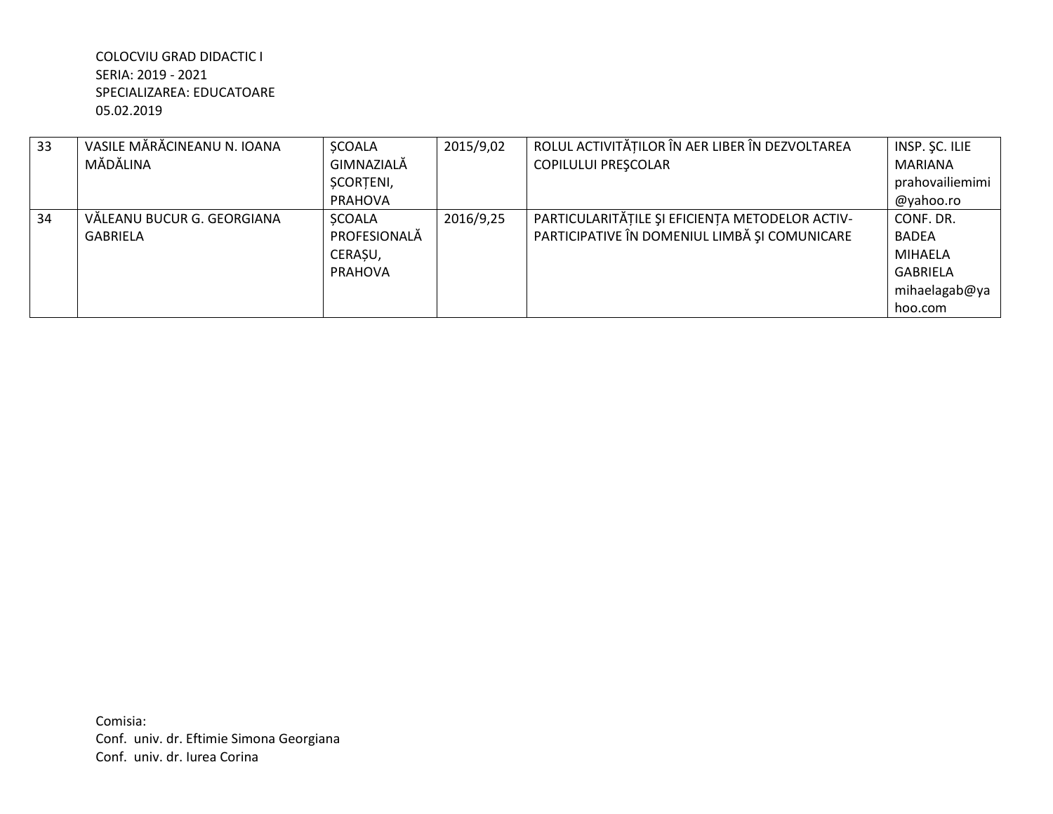COLOCVIU GRAD DIDACTIC I
SERIA: 2019 - 2021
SPECIALIZAREA: EDUCATOARE
05.02.2019

| | | | | | |
|---|---|---|---|---|---|
| 33 | VASILE MĂRĂCINEANU N. IOANA MĂDĂLINA | ȘCOALA GIMNAZIALĂ ȘCORȚENI, PRAHOVA | 2015/9,02 | ROLUL ACTIVITĂȚILOR ÎN AER LIBER ÎN DEZVOLTAREA COPILULUI PREŞCOLAR | INSP. ŞC. ILIE MARIANA prahovailiemimi@yahoo.ro |
| 34 | VĂLEANU BUCUR G. GEORGIANA GABRIELA | ȘCOALA PROFESIONALĂ CERAȘU, PRAHOVA | 2016/9,25 | PARTICULARITĂȚILE ŞI EFICIENȚA METODELOR ACTIV-PARTICIPATIVE ÎN DOMENIUL LIMBĂ ȘI COMUNICARE | CONF. DR. BADEA MIHAELA GABRIELA mihaelagab@yahoo.com |

Comisia:
Conf. univ. dr. Eftimie Simona Georgiana
Conf. univ. dr. Iurea Corina